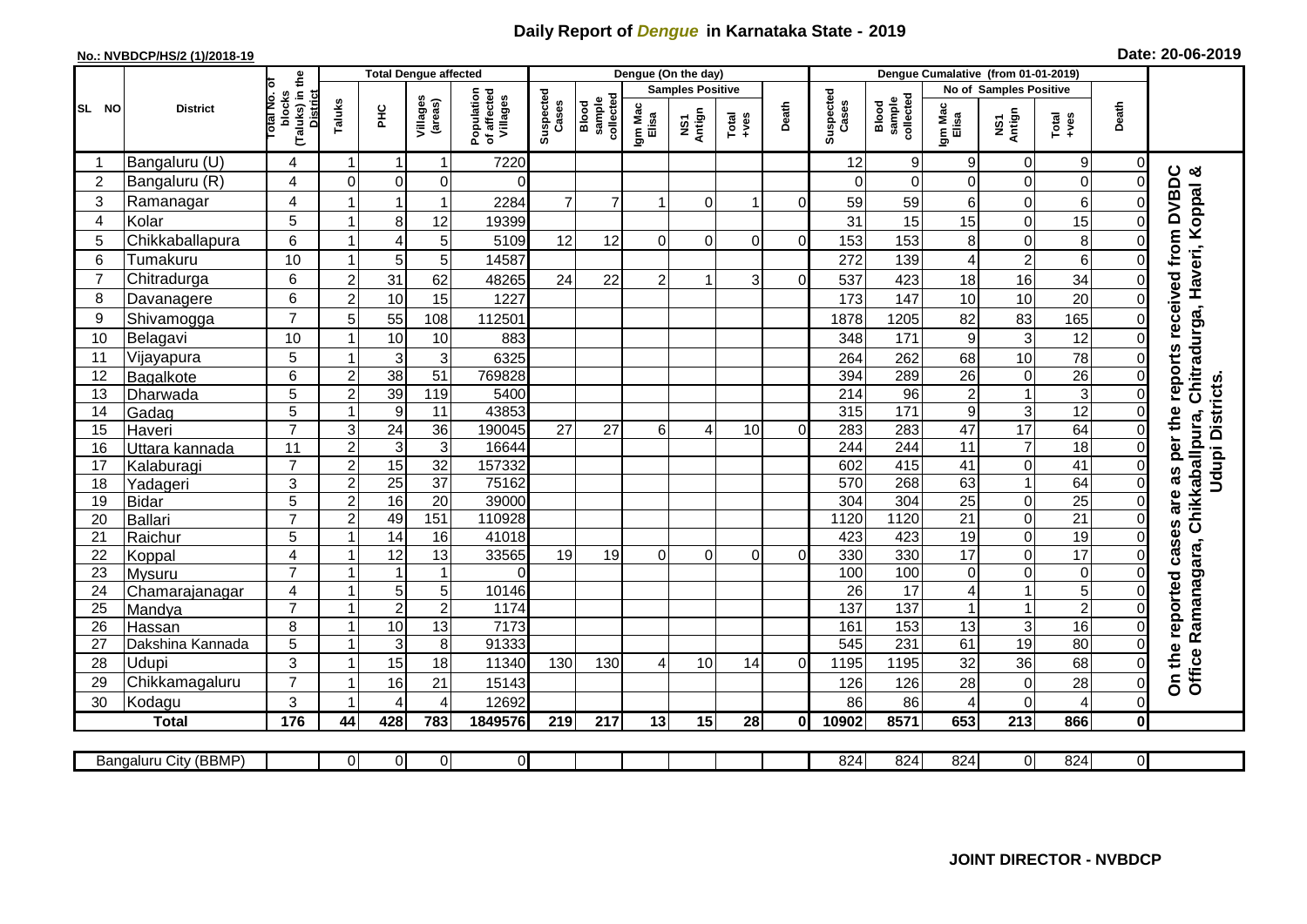# Daily Report of *Dengue* in Karnataka State - 2019

**No.: NVBDCP/HS/2 (1)/2018-19**

**Date: 20-06-2019**

| SL NO | District | Total No. of blocks (Taluks) in the District | Total Dengue affected | | | | Dengue (On the day) | | | | | | | Dengue Cumalative (from 01-01-2019) | | | | | | | |
|---|---|---|---|---|---|---|---|---|---|---|---|---|---|---|---|---|---|---|---|---|
| | | | Taluks | PHC | Villages (areas) | Population of affected Villages | Suspected Cases | Blood sample collected | Samples Positive | | | Death | Suspected Cases | Blood sample collected | No of Samples Positive | | | Death | |
| | | | | | | | | | Igm Mac Elisa | NS1 Antign | Total +ves | | | | Igm Mac Elisa | NS1 Antign | Total +ves | | |
| 1 | Bangaluru (U) | 4 | 1 | 1 | 1 | 7220 | | | | | | | 12 | 9 | 9 | 0 | 9 | 0 | On the reported cases are as per the reports received from DVBDC Office Ramanagara, Chikkaballpura, Chitradurga, Haveri, Koppal & Udupi Districts. |
| 2 | Bangaluru (R) | 4 | 0 | 0 | 0 | 0 | | | | | | | 0 | 0 | 0 | 0 | 0 | 0 | |
| 3 | Ramanagar | 4 | 1 | 1 | 1 | 2284 | 7 | 7 | 1 | 0 | 1 | 0 | 59 | 59 | 6 | 0 | 6 | 0 | |
| 4 | Kolar | 5 | 1 | 8 | 12 | 19399 | | | | | | | 31 | 15 | 15 | 0 | 15 | 0 | |
| 5 | Chikkaballapura | 6 | 1 | 4 | 5 | 5109 | 12 | 12 | 0 | 0 | 0 | 0 | 153 | 153 | 8 | 0 | 8 | 0 | |
| 6 | Tumakuru | 10 | 1 | 5 | 5 | 14587 | | | | | | | 272 | 139 | 4 | 2 | 6 | 0 | |
| 7 | Chitradurga | 6 | 2 | 31 | 62 | 48265 | 24 | 22 | 2 | 1 | 3 | 0 | 537 | 423 | 18 | 16 | 34 | 0 | |
| 8 | Davanagere | 6 | 2 | 10 | 15 | 1227 | | | | | | | 173 | 147 | 10 | 10 | 20 | 0 | |
| 9 | Shivamogga | 7 | 5 | 55 | 108 | 112501 | | | | | | | 1878 | 1205 | 82 | 83 | 165 | 0 | |
| 10 | Belagavi | 10 | 1 | 10 | 10 | 883 | | | | | | | 348 | 171 | 9 | 3 | 12 | 0 | |
| 11 | Vijayapura | 5 | 1 | 3 | 3 | 6325 | | | | | | | 264 | 262 | 68 | 10 | 78 | 0 | |
| 12 | Bagalkote | 6 | 2 | 38 | 51 | 769828 | | | | | | | 394 | 289 | 26 | 0 | 26 | 0 | |
| 13 | Dharwada | 5 | 2 | 39 | 119 | 5400 | | | | | | | 214 | 96 | 2 | 1 | 3 | 0 | |
| 14 | Gadag | 5 | 1 | 9 | 11 | 43853 | | | | | | | 315 | 171 | 9 | 3 | 12 | 0 | |
| 15 | Haveri | 7 | 3 | 24 | 36 | 190045 | 27 | 27 | 6 | 4 | 10 | 0 | 283 | 283 | 47 | 17 | 64 | 0 | |
| 16 | Uttara kannada | 11 | 2 | 3 | 3 | 16644 | | | | | | | 244 | 244 | 11 | 7 | 18 | 0 | |
| 17 | Kalaburagi | 7 | 2 | 15 | 32 | 157332 | | | | | | | 602 | 415 | 41 | 0 | 41 | 0 | |
| 18 | Yadageri | 3 | 2 | 25 | 37 | 75162 | | | | | | | 570 | 268 | 63 | 1 | 64 | 0 | |
| 19 | Bidar | 5 | 2 | 16 | 20 | 39000 | | | | | | | 304 | 304 | 25 | 0 | 25 | 0 | |
| 20 | Ballari | 7 | 2 | 49 | 151 | 110928 | | | | | | | 1120 | 1120 | 21 | 0 | 21 | 0 | |
| 21 | Raichur | 5 | 1 | 14 | 16 | 41018 | | | | | | | 423 | 423 | 19 | 0 | 19 | 0 | |
| 22 | Koppal | 4 | 1 | 12 | 13 | 33565 | 19 | 19 | 0 | 0 | 0 | 0 | 330 | 330 | 17 | 0 | 17 | 0 | |
| 23 | Mysuru | 7 | 1 | 1 | 1 | 0 | | | | | | | 100 | 100 | 0 | 0 | 0 | 0 | |
| 24 | Chamarajanagar | 4 | 1 | 5 | 5 | 10146 | | | | | | | 26 | 17 | 4 | 1 | 5 | 0 | |
| 25 | Mandya | 7 | 1 | 2 | 2 | 1174 | | | | | | | 137 | 137 | 1 | 1 | 2 | 0 | |
| 26 | Hassan | 8 | 1 | 10 | 13 | 7173 | | | | | | | 161 | 153 | 13 | 3 | 16 | 0 | |
| 27 | Dakshina Kannada | 5 | 1 | 3 | 8 | 91333 | | | | | | | 545 | 231 | 61 | 19 | 80 | 0 | |
| 28 | Udupi | 3 | 1 | 15 | 18 | 11340 | 130 | 130 | 4 | 10 | 14 | 0 | 1195 | 1195 | 32 | 36 | 68 | 0 | |
| 29 | Chikkamagaluru | 7 | 1 | 16 | 21 | 15143 | | | | | | | 126 | 126 | 28 | 0 | 28 | 0 | |
| 30 | Kodagu | 3 | 1 | 4 | 4 | 12692 | | | | | | | 86 | 86 | 4 | 0 | 4 | 0 | |
| | **Total** | **176** | **44** | **428** | **783** | **1849576** | **219** | **217** | **13** | **15** | **28** | **0** | **10902** | **8571** | **653** | **213** | **866** | **0** | |

| Bangaluru City (BBMP) | | 0 | 0 | 0 | 0 | | | | | | | 824 | 824 | 824 | 0 | 824 | 0 |
|---|---|---|---|---|---|---|---|---|---|---|---|---|---|---|---|---|---|

**JOINT DIRECTOR - NVBDCP**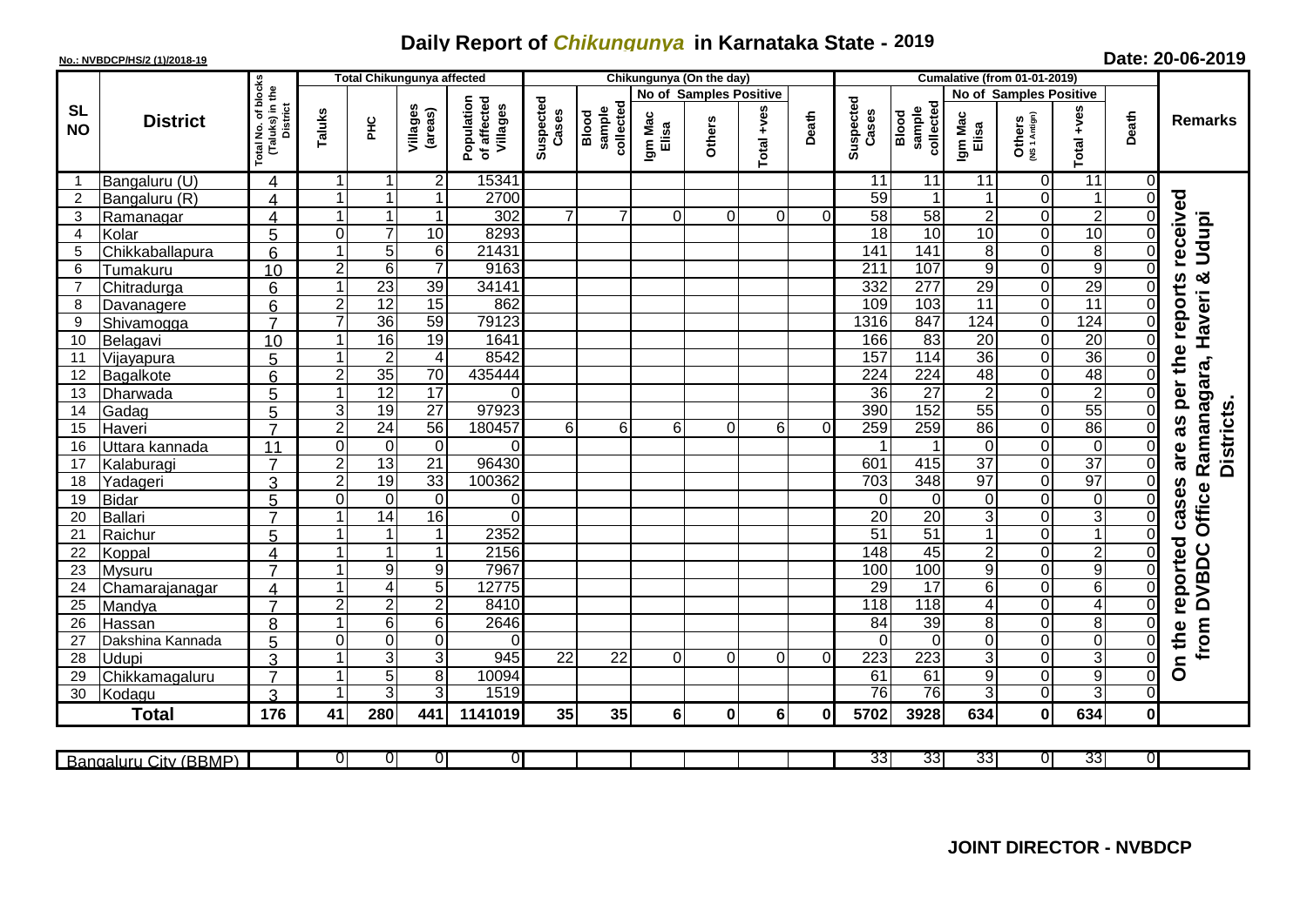# Daily Report of *Chikungunya* in Karnataka State - 2019

**No.: NVBDCP/HS/2 (1)/2018-19**

**Date: 20-06-2019**

| SL NO | District | Total No. of blocks (Taluks) in the District | Total Chikungunya affected | | | | Chikungunya (On the day) | | | | | | | Cumalative (from 01-01-2019) | | | | | | | Remarks |
|---|---|---|---|---|---|---|---|---|---|---|---|---|---|---|---|---|---|---|---|---|---|
| | | | Taluks | PHC | Villages (areas) | Population of affected Villages | Suspected Cases | Blood sample collected | No of Samples Positive | | | Death | Suspected Cases | Blood sample collected | No of Samples Positive | | | Death | |
| | | | | | | | | | Igm Mac Elisa | Others | Total +ves | | | | Igm Mac Elisa | Others (NS 1 Antign) | Total +ves | | |
| 1 | Bangaluru (U) | 4 | 1 | 1 | 2 | 15341 | | | | | | | 11 | 11 | 11 | 0 | 11 | 0 | On the reported cases are as per the reports received from DVBDC Office Ramanagara, Haveri & Udupi Districts. |
| 2 | Bangaluru (R) | 4 | 1 | 1 | 1 | 2700 | | | | | | | 59 | 1 | 1 | 0 | 1 | 0 | |
| 3 | Ramanagar | 4 | 1 | 1 | 1 | 302 | 7 | 7 | 0 | 0 | 0 | 0 | 58 | 58 | 2 | 0 | 2 | 0 | |
| 4 | Kolar | 5 | 0 | 7 | 10 | 8293 | | | | | | | 18 | 10 | 10 | 0 | 10 | 0 | |
| 5 | Chikkaballapura | 6 | 1 | 5 | 6 | 21431 | | | | | | | 141 | 141 | 8 | 0 | 8 | 0 | |
| 6 | Tumakuru | 10 | 2 | 6 | 7 | 9163 | | | | | | | 211 | 107 | 9 | 0 | 9 | 0 | |
| 7 | Chitradurga | 6 | 1 | 23 | 39 | 34141 | | | | | | | 332 | 277 | 29 | 0 | 29 | 0 | |
| 8 | Davanagere | 6 | 2 | 12 | 15 | 862 | | | | | | | 109 | 103 | 11 | 0 | 11 | 0 | |
| 9 | Shivamogga | 7 | 7 | 36 | 59 | 79123 | | | | | | | 1316 | 847 | 124 | 0 | 124 | 0 | |
| 10 | Belagavi | 10 | 1 | 16 | 19 | 1641 | | | | | | | 166 | 83 | 20 | 0 | 20 | 0 | |
| 11 | Vijayapura | 5 | 1 | 2 | 4 | 8542 | | | | | | | 157 | 114 | 36 | 0 | 36 | 0 | |
| 12 | Bagalkote | 6 | 2 | 35 | 70 | 435444 | | | | | | | 224 | 224 | 48 | 0 | 48 | 0 | |
| 13 | Dharwada | 5 | 1 | 12 | 17 | 0 | | | | | | | 36 | 27 | 2 | 0 | 2 | 0 | |
| 14 | Gadag | 5 | 3 | 19 | 27 | 97923 | | | | | | | 390 | 152 | 55 | 0 | 55 | 0 | |
| 15 | Haveri | 7 | 2 | 24 | 56 | 180457 | 6 | 6 | 6 | 0 | 6 | 0 | 259 | 259 | 86 | 0 | 86 | 0 | |
| 16 | Uttara kannada | 11 | 0 | 0 | 0 | 0 | | | | | | | 1 | 1 | 0 | 0 | 0 | 0 | |
| 17 | Kalaburagi | 7 | 2 | 13 | 21 | 96430 | | | | | | | 601 | 415 | 37 | 0 | 37 | 0 | |
| 18 | Yadageri | 3 | 2 | 19 | 33 | 100362 | | | | | | | 703 | 348 | 97 | 0 | 97 | 0 | |
| 19 | Bidar | 5 | 0 | 0 | 0 | 0 | | | | | | | 0 | 0 | 0 | 0 | 0 | 0 | |
| 20 | Ballari | 7 | 1 | 14 | 16 | 0 | | | | | | | 20 | 20 | 3 | 0 | 3 | 0 | |
| 21 | Raichur | 5 | 1 | 1 | 1 | 2352 | | | | | | | 51 | 51 | 1 | 0 | 1 | 0 | |
| 22 | Koppal | 4 | 1 | 1 | 1 | 2156 | | | | | | | 148 | 45 | 2 | 0 | 2 | 0 | |
| 23 | Mysuru | 7 | 1 | 9 | 9 | 7967 | | | | | | | 100 | 100 | 9 | 0 | 9 | 0 | |
| 24 | Chamarajanagar | 4 | 1 | 4 | 5 | 12775 | | | | | | | 29 | 17 | 6 | 0 | 6 | 0 | |
| 25 | Mandya | 7 | 2 | 2 | 2 | 8410 | | | | | | | 118 | 118 | 4 | 0 | 4 | 0 | |
| 26 | Hassan | 8 | 1 | 6 | 6 | 2646 | | | | | | | 84 | 39 | 8 | 0 | 8 | 0 | |
| 27 | Dakshina Kannada | 5 | 0 | 0 | 0 | 0 | | | | | | | 0 | 0 | 0 | 0 | 0 | 0 | |
| 28 | Udupi | 3 | 1 | 3 | 3 | 945 | 22 | 22 | 0 | 0 | 0 | 0 | 223 | 223 | 3 | 0 | 3 | 0 | |
| 29 | Chikkamagaluru | 7 | 1 | 5 | 8 | 10094 | | | | | | | 61 | 61 | 9 | 0 | 9 | 0 | |
| 30 | Kodagu | 3 | 1 | 3 | 3 | 1519 | | | | | | | 76 | 76 | 3 | 0 | 3 | 0 | |
| | **Total** | **176** | **41** | **280** | **441** | **1141019** | **35** | **35** | **6** | **0** | **6** | **0** | **5702** | **3928** | **634** | **0** | **634** | **0** | |

| | | | | | | | | | | | | | | | | | | | |
|---|---|---|---|---|---|---|---|---|---|---|---|---|---|---|---|---|---|---|---|
| Bangaluru City (BBMP) | | 0 | 0 | 0 | 0 | | | | | | | 33 | 33 | 33 | 0 | 33 | 0 | |

**JOINT DIRECTOR - NVBDCP**